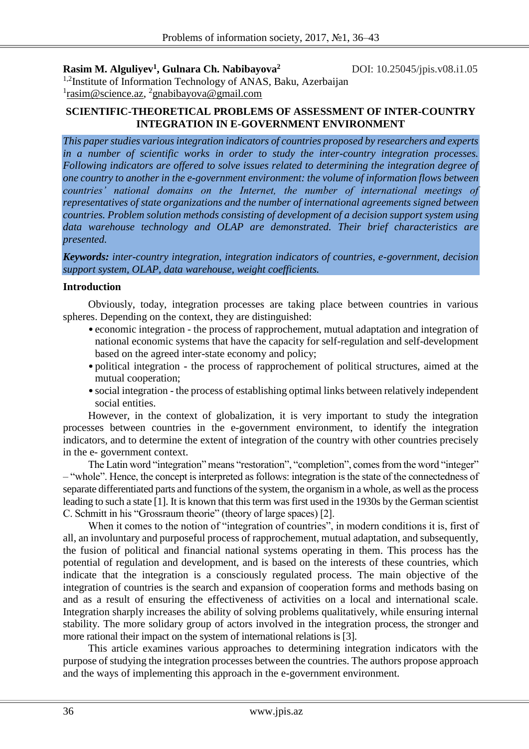**Rasim M. Alguliyev[1], Gulnara Ch. Nabibayova[2]** DOI: 10.25045/jpis.v08.i1.05

[1,2]Institute of Information Technology of ANAS, Baku, Azerbaijan

[1]rasim@science.az, [2]gnabibayova@gmail.com

# SCIENTIFIC-THEORETICAL PROBLEMS OF ASSESSMENT OF INTER-COUNTRY INTEGRATION IN E-GOVERNMENT ENVIRONMENT

*This paper studies various integration indicators of countries proposed by researchers and experts in a number of scientific works in order to study the inter-country integration processes. Following indicators are offered to solve issues related to determining the integration degree of one country to another in the e-government environment: the volume of information flows between countries' national domains on the Internet, the number of international meetings of representatives of state organizations and the number of international agreements signed between countries. Problem solution methods consisting of development of a decision support system using data warehouse technology and OLAP are demonstrated. Their brief characteristics are presented.*

***Keywords:*** *inter-country integration, integration indicators of countries, e-government, decision support system, OLAP, data warehouse, weight coefficients.*

## Introduction

Obviously, today, integration processes are taking place between countries in various spheres. Depending on the context, they are distinguished:

- economic integration - the process of rapprochement, mutual adaptation and integration of national economic systems that have the capacity for self-regulation and self-development based on the agreed inter-state economy and policy;
- political integration - the process of rapprochement of political structures, aimed at the mutual cooperation;
- social integration - the process of establishing optimal links between relatively independent social entities.

However, in the context of globalization, it is very important to study the integration processes between countries in the e-government environment, to identify the integration indicators, and to determine the extent of integration of the country with other countries precisely in the e- government context.

The Latin word "integration" means "restoration", "completion", comes from the word "integer" – "whole". Hence, the concept is interpreted as follows: integration is the state of the connectedness of separate differentiated parts and functions of the system, the organism in a whole, as well as the process leading to such a state [1]. It is known that this term was first used in the 1930s by the German scientist C. Schmitt in his "Grossraum theorie" (theory of large spaces) [2].

When it comes to the notion of "integration of countries", in modern conditions it is, first of all, an involuntary and purposeful process of rapprochement, mutual adaptation, and subsequently, the fusion of political and financial national systems operating in them. This process has the potential of regulation and development, and is based on the interests of these countries, which indicate that the integration is a consciously regulated process. The main objective of the integration of countries is the search and expansion of cooperation forms and methods basing on and as a result of ensuring the effectiveness of activities on a local and international scale. Integration sharply increases the ability of solving problems qualitatively, while ensuring internal stability. The more solidary group of actors involved in the integration process, the stronger and more rational their impact on the system of international relations is [3].

This article examines various approaches to determining integration indicators with the purpose of studying the integration processes between the countries. The authors propose approach and the ways of implementing this approach in the e-government environment.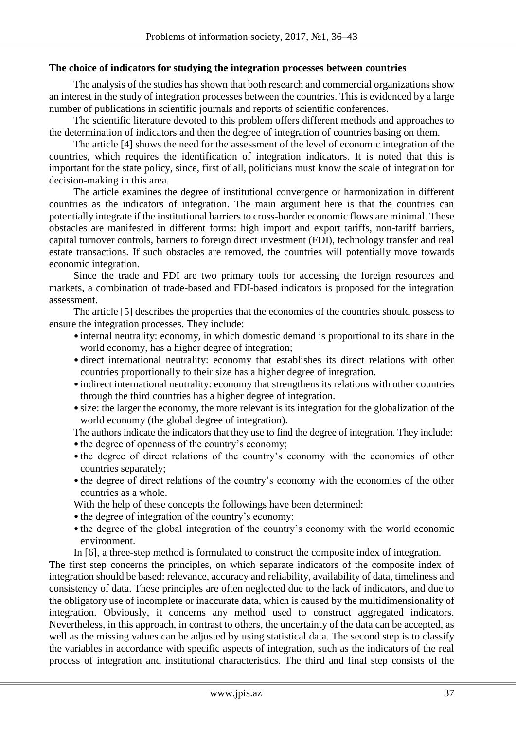**The choice of indicators for studying the integration processes between countries**

The analysis of the studies has shown that both research and commercial organizations show an interest in the study of integration processes between the countries. This is evidenced by a large number of publications in scientific journals and reports of scientific conferences.

The scientific literature devoted to this problem offers different methods and approaches to the determination of indicators and then the degree of integration of countries basing on them.

The article [4] shows the need for the assessment of the level of economic integration of the countries, which requires the identification of integration indicators. It is noted that this is important for the state policy, since, first of all, politicians must know the scale of integration for decision-making in this area.

The article examines the degree of institutional convergence or harmonization in different countries as the indicators of integration. The main argument here is that the countries can potentially integrate if the institutional barriers to cross-border economic flows are minimal. These obstacles are manifested in different forms: high import and export tariffs, non-tariff barriers, capital turnover controls, barriers to foreign direct investment (FDI), technology transfer and real estate transactions. If such obstacles are removed, the countries will potentially move towards economic integration.

Since the trade and FDI are two primary tools for accessing the foreign resources and markets, a combination of trade-based and FDI-based indicators is proposed for the integration assessment.

The article [5] describes the properties that the economies of the countries should possess to ensure the integration processes. They include:

- internal neutrality: economy, in which domestic demand is proportional to its share in the world economy, has a higher degree of integration;
- direct international neutrality: economy that establishes its direct relations with other countries proportionally to their size has a higher degree of integration.
- indirect international neutrality: economy that strengthens its relations with other countries through the third countries has a higher degree of integration.
- size: the larger the economy, the more relevant is its integration for the globalization of the world economy (the global degree of integration).

The authors indicate the indicators that they use to find the degree of integration. They include:

- the degree of openness of the country's economy;
- the degree of direct relations of the country's economy with the economies of other countries separately;
- the degree of direct relations of the country's economy with the economies of the other countries as a whole.

With the help of these concepts the followings have been determined:

- the degree of integration of the country's economy;
- the degree of the global integration of the country's economy with the world economic environment.

In [6], a three-step method is formulated to construct the composite index of integration. The first step concerns the principles, on which separate indicators of the composite index of integration should be based: relevance, accuracy and reliability, availability of data, timeliness and consistency of data. These principles are often neglected due to the lack of indicators, and due to the obligatory use of incomplete or inaccurate data, which is caused by the multidimensionality of integration. Obviously, it concerns any method used to construct aggregated indicators. Nevertheless, in this approach, in contrast to others, the uncertainty of the data can be accepted, as well as the missing values can be adjusted by using statistical data. The second step is to classify the variables in accordance with specific aspects of integration, such as the indicators of the real process of integration and institutional characteristics. The third and final step consists of the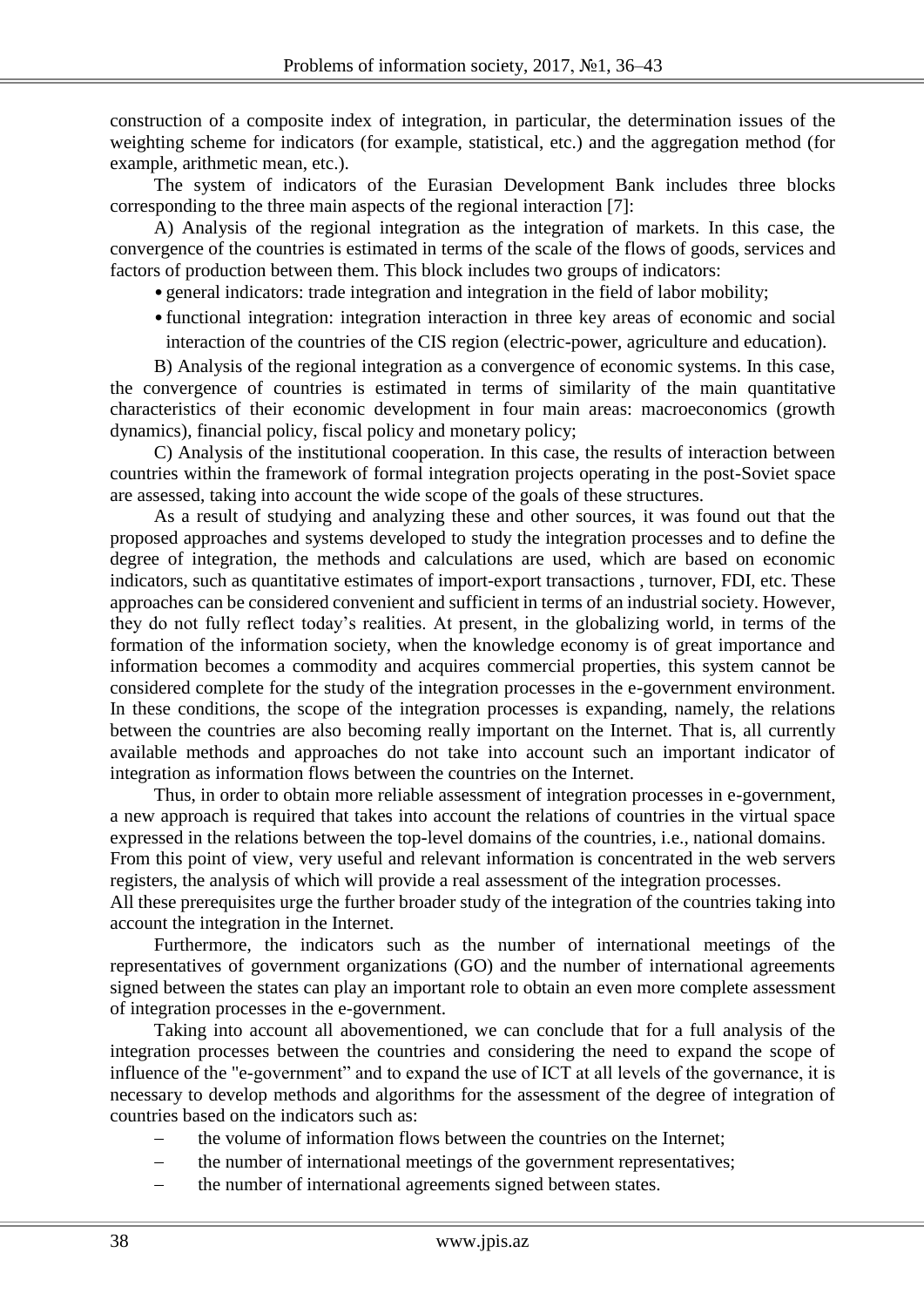construction of a composite index of integration, in particular, the determination issues of the weighting scheme for indicators (for example, statistical, etc.) and the aggregation method (for example, arithmetic mean, etc.).

The system of indicators of the Eurasian Development Bank includes three blocks corresponding to the three main aspects of the regional interaction [7]:

A) Analysis of the regional integration as the integration of markets. In this case, the convergence of the countries is estimated in terms of the scale of the flows of goods, services and factors of production between them. This block includes two groups of indicators:

- general indicators: trade integration and integration in the field of labor mobility;
- functional integration: integration interaction in three key areas of economic and social interaction of the countries of the CIS region (electric-power, agriculture and education).

B) Analysis of the regional integration as a convergence of economic systems. In this case, the convergence of countries is estimated in terms of similarity of the main quantitative characteristics of their economic development in four main areas: macroeconomics (growth dynamics), financial policy, fiscal policy and monetary policy;

C) Analysis of the institutional cooperation. In this case, the results of interaction between countries within the framework of formal integration projects operating in the post-Soviet space are assessed, taking into account the wide scope of the goals of these structures.

As a result of studying and analyzing these and other sources, it was found out that the proposed approaches and systems developed to study the integration processes and to define the degree of integration, the methods and calculations are used, which are based on economic indicators, such as quantitative estimates of import-export transactions , turnover, FDI, etc. These approaches can be considered convenient and sufficient in terms of an industrial society. However, they do not fully reflect today's realities. At present, in the globalizing world, in terms of the formation of the information society, when the knowledge economy is of great importance and information becomes a commodity and acquires commercial properties, this system cannot be considered complete for the study of the integration processes in the e-government environment. In these conditions, the scope of the integration processes is expanding, namely, the relations between the countries are also becoming really important on the Internet. That is, all currently available methods and approaches do not take into account such an important indicator of integration as information flows between the countries on the Internet.

Thus, in order to obtain more reliable assessment of integration processes in e-government, a new approach is required that takes into account the relations of countries in the virtual space expressed in the relations between the top-level domains of the countries, i.e., national domains. From this point of view, very useful and relevant information is concentrated in the web servers registers, the analysis of which will provide a real assessment of the integration processes. All these prerequisites urge the further broader study of the integration of the countries taking into account the integration in the Internet.

Furthermore, the indicators such as the number of international meetings of the representatives of government organizations (GO) and the number of international agreements signed between the states can play an important role to obtain an even more complete assessment of integration processes in the e-government.

Taking into account all abovementioned, we can conclude that for a full analysis of the integration processes between the countries and considering the need to expand the scope of influence of the "e-government" and to expand the use of ICT at all levels of the governance, it is necessary to develop methods and algorithms for the assessment of the degree of integration of countries based on the indicators such as:

- the volume of information flows between the countries on the Internet;
- the number of international meetings of the government representatives;
- the number of international agreements signed between states.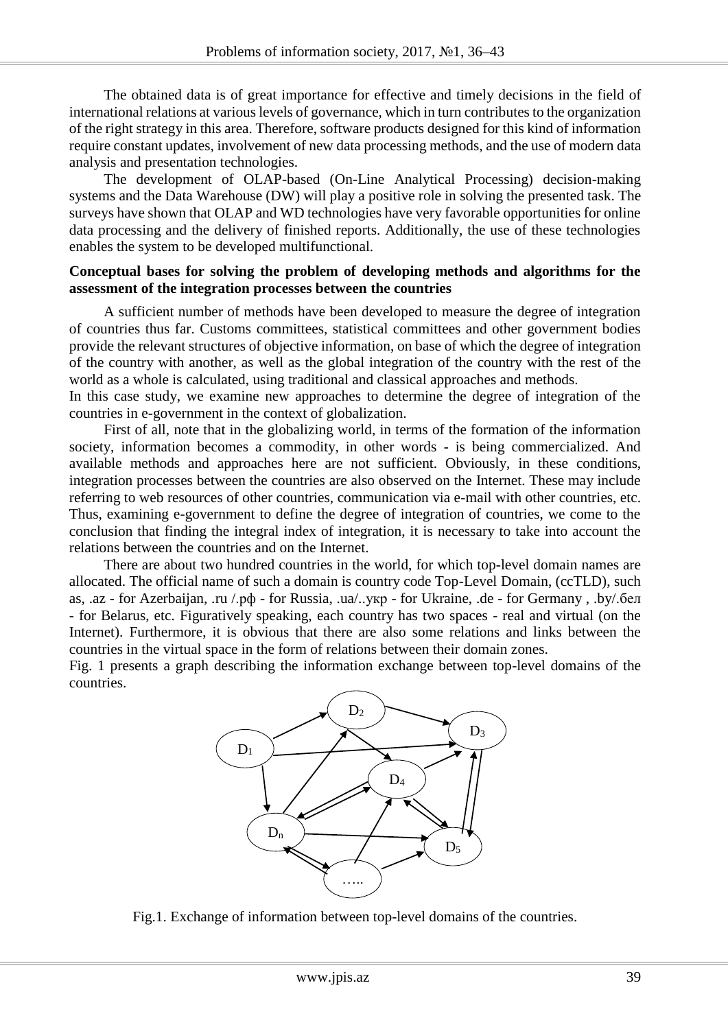The obtained data is of great importance for effective and timely decisions in the field of international relations at various levels of governance, which in turn contributes to the organization of the right strategy in this area. Therefore, software products designed for this kind of information require constant updates, involvement of new data processing methods, and the use of modern data analysis and presentation technologies.

The development of OLAP-based (On-Line Analytical Processing) decision-making systems and the Data Warehouse (DW) will play a positive role in solving the presented task. The surveys have shown that OLAP and WD technologies have very favorable opportunities for online data processing and the delivery of finished reports. Additionally, the use of these technologies enables the system to be developed multifunctional.

**Conceptual bases for solving the problem of developing methods and algorithms for the assessment of the integration processes between the countries**

A sufficient number of methods have been developed to measure the degree of integration of countries thus far. Customs committees, statistical committees and other government bodies provide the relevant structures of objective information, on base of which the degree of integration of the country with another, as well as the global integration of the country with the rest of the world as a whole is calculated, using traditional and classical approaches and methods.

In this case study, we examine new approaches to determine the degree of integration of the countries in e-government in the context of globalization.

First of all, note that in the globalizing world, in terms of the formation of the information society, information becomes a commodity, in other words - is being commercialized. And available methods and approaches here are not sufficient. Obviously, in these conditions, integration processes between the countries are also observed on the Internet. These may include referring to web resources of other countries, communication via e-mail with other countries, etc. Thus, examining e-government to define the degree of integration of countries, we come to the conclusion that finding the integral index of integration, it is necessary to take into account the relations between the countries and on the Internet.

There are about two hundred countries in the world, for which top-level domain names are allocated. The official name of such a domain is country code Top-Level Domain, (ccTLD), such as, .az - for Azerbaijan, .ru /.рф - for Russia, .ua/..укр - for Ukraine, .de - for Germany , .by/.бел - for Belarus, etc. Figuratively speaking, each country has two spaces - real and virtual (on the Internet). Furthermore, it is obvious that there are also some relations and links between the countries in the virtual space in the form of relations between their domain zones.

Fig. 1 presents a graph describing the information exchange between top-level domains of the countries.

Fig.1. Exchange of information between top-level domains of the countries.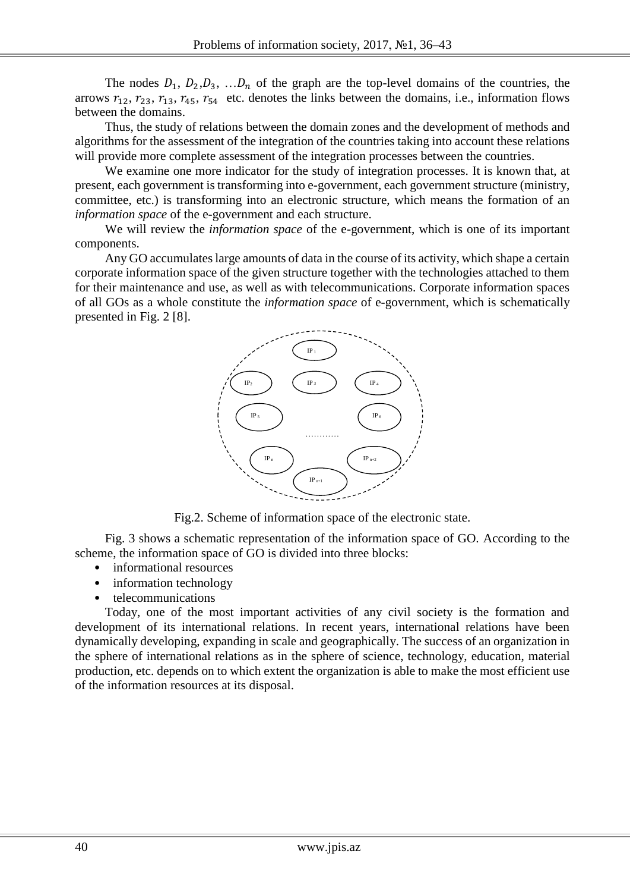The nodes $D_1$, $D_2$,$D_3$, …$D_n$ of the graph are the top-level domains of the countries, the arrows $r_{12}$, $r_{23}$, $r_{13}$, $r_{45}$, $r_{54}$ etc. denotes the links between the domains, i.e., information flows between the domains.

Thus, the study of relations between the domain zones and the development of methods and algorithms for the assessment of the integration of the countries taking into account these relations will provide more complete assessment of the integration processes between the countries.

We examine one more indicator for the study of integration processes. It is known that, at present, each government is transforming into e-government, each government structure (ministry, committee, etc.) is transforming into an electronic structure, which means the formation of an *information space* of the e-government and each structure.

We will review the *information space* of the e-government, which is one of its important components.

Any GO accumulates large amounts of data in the course of its activity, which shape a certain corporate information space of the given structure together with the technologies attached to them for their maintenance and use, as well as with telecommunications. Corporate information spaces of all GOs as a whole constitute the *information space* of e-government, which is schematically presented in Fig. 2 [8].

IP 1, IP2, IP 3, IP 4, IP 5, IP 6, …………, IP n, IP n+2, IP n+1

Fig.2. Scheme of information space of the electronic state.

Fig. 3 shows a schematic representation of the information space of GO. According to the scheme, the information space of GO is divided into three blocks:

- informational resources
- information technology
- telecommunications

Today, one of the most important activities of any civil society is the formation and development of its international relations. In recent years, international relations have been dynamically developing, expanding in scale and geographically. The success of an organization in the sphere of international relations as in the sphere of science, technology, education, material production, etc. depends on to which extent the organization is able to make the most efficient use of the information resources at its disposal.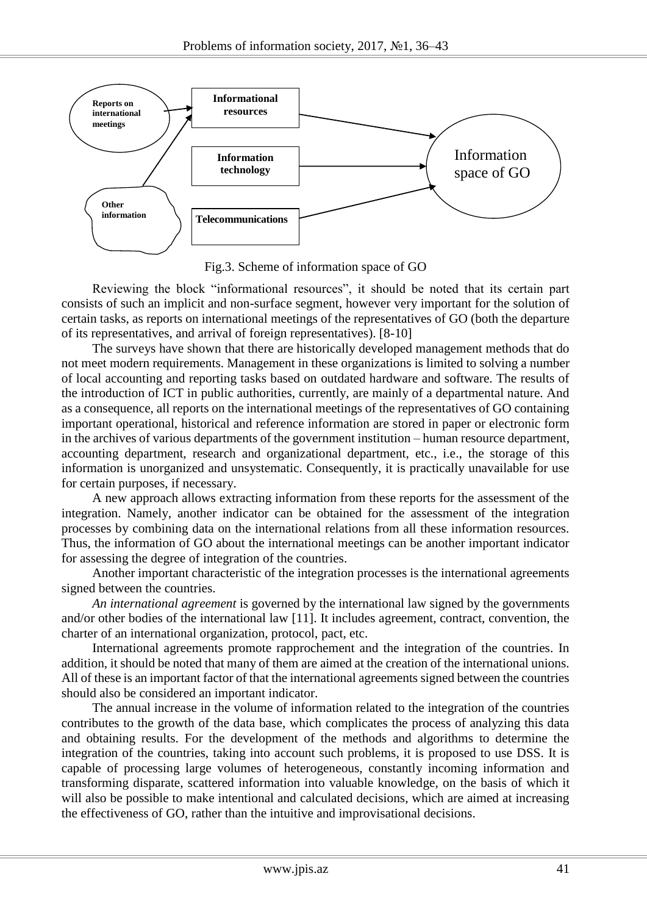Fig.3. Scheme of information space of GO

Reviewing the block “informational resources”, it should be noted that its certain part consists of such an implicit and non-surface segment, however very important for the solution of certain tasks, as reports on international meetings of the representatives of GO (both the departure of its representatives, and arrival of foreign representatives). [8-10]

The surveys have shown that there are historically developed management methods that do not meet modern requirements. Management in these organizations is limited to solving a number of local accounting and reporting tasks based on outdated hardware and software. The results of the introduction of ICT in public authorities, currently, are mainly of a departmental nature. And as a consequence, all reports on the international meetings of the representatives of GO containing important operational, historical and reference information are stored in paper or electronic form in the archives of various departments of the government institution – human resource department, accounting department, research and organizational department, etc., i.e., the storage of this information is unorganized and unsystematic. Consequently, it is practically unavailable for use for certain purposes, if necessary.

A new approach allows extracting information from these reports for the assessment of the integration. Namely, another indicator can be obtained for the assessment of the integration processes by combining data on the international relations from all these information resources. Thus, the information of GO about the international meetings can be another important indicator for assessing the degree of integration of the countries.

Another important characteristic of the integration processes is the international agreements signed between the countries.

*An international agreement* is governed by the international law signed by the governments and/or other bodies of the international law [11]. It includes agreement, contract, convention, the charter of an international organization, protocol, pact, etc.

International agreements promote rapprochement and the integration of the countries. In addition, it should be noted that many of them are aimed at the creation of the international unions. All of these is an important factor of that the international agreements signed between the countries should also be considered an important indicator.

The annual increase in the volume of information related to the integration of the countries contributes to the growth of the data base, which complicates the process of analyzing this data and obtaining results. For the development of the methods and algorithms to determine the integration of the countries, taking into account such problems, it is proposed to use DSS. It is capable of processing large volumes of heterogeneous, constantly incoming information and transforming disparate, scattered information into valuable knowledge, on the basis of which it will also be possible to make intentional and calculated decisions, which are aimed at increasing the effectiveness of GO, rather than the intuitive and improvisational decisions.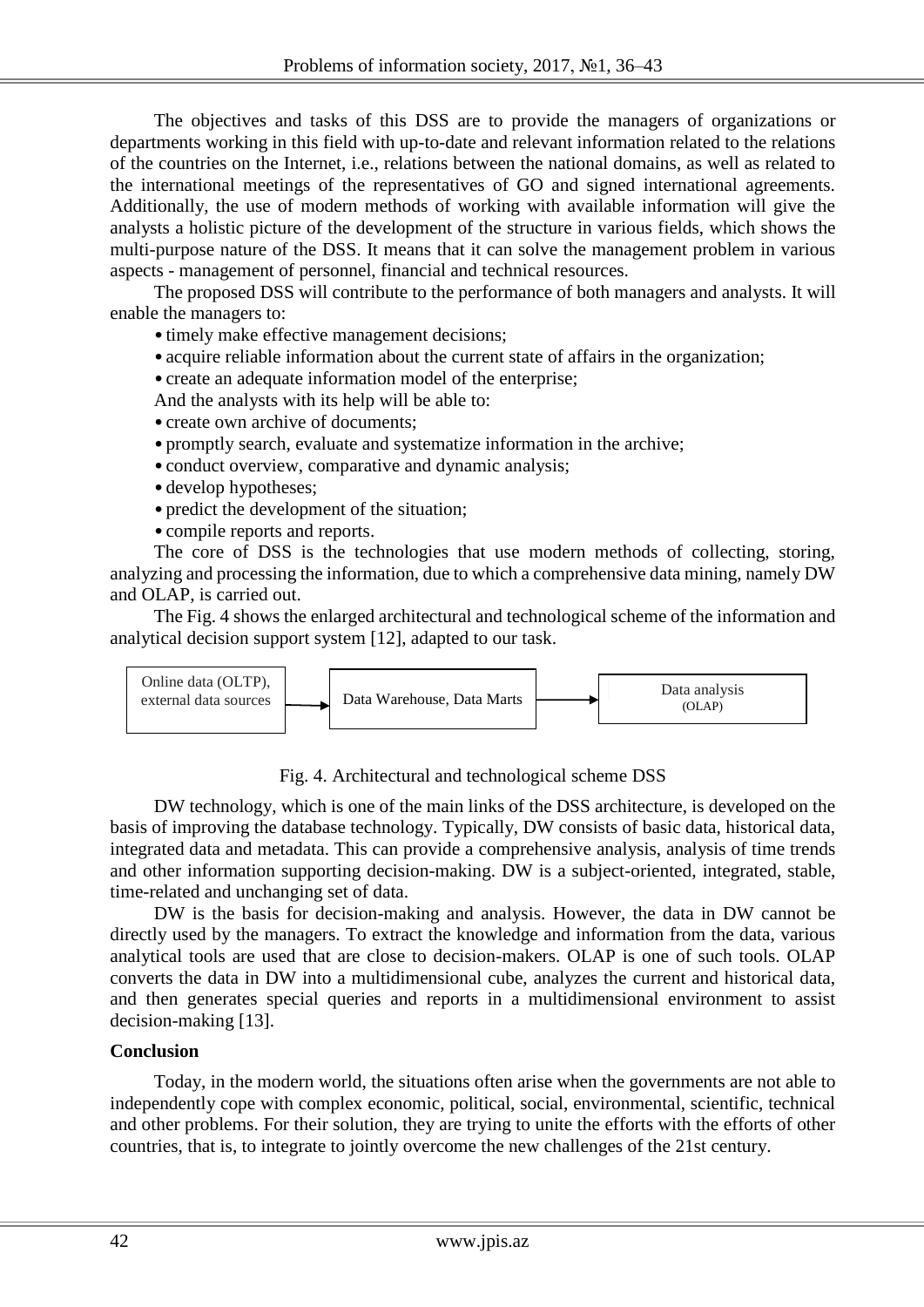The objectives and tasks of this DSS are to provide the managers of organizations or departments working in this field with up-to-date and relevant information related to the relations of the countries on the Internet, i.e., relations between the national domains, as well as related to the international meetings of the representatives of GO and signed international agreements. Additionally, the use of modern methods of working with available information will give the analysts a holistic picture of the development of the structure in various fields, which shows the multi-purpose nature of the DSS. It means that it can solve the management problem in various aspects - management of personnel, financial and technical resources.

The proposed DSS will contribute to the performance of both managers and analysts. It will enable the managers to:

- timely make effective management decisions;
- acquire reliable information about the current state of affairs in the organization;
- create an adequate information model of the enterprise;

And the analysts with its help will be able to:

- create own archive of documents;
- promptly search, evaluate and systematize information in the archive;
- conduct overview, comparative and dynamic analysis;
- develop hypotheses;
- predict the development of the situation;
- compile reports and reports.

The core of DSS is the technologies that use modern methods of collecting, storing, analyzing and processing the information, due to which a comprehensive data mining, namely DW and OLAP, is carried out.

The Fig. 4 shows the enlarged architectural and technological scheme of the information and analytical decision support system [12], adapted to our task.

Online data (OLTP), external data sources → Data Warehouse, Data Marts → Data analysis (OLAP)

Fig. 4. Architectural and technological scheme DSS

DW technology, which is one of the main links of the DSS architecture, is developed on the basis of improving the database technology. Typically, DW consists of basic data, historical data, integrated data and metadata. This can provide a comprehensive analysis, analysis of time trends and other information supporting decision-making. DW is a subject-oriented, integrated, stable, time-related and unchanging set of data.

DW is the basis for decision-making and analysis. However, the data in DW cannot be directly used by the managers. To extract the knowledge and information from the data, various analytical tools are used that are close to decision-makers. OLAP is one of such tools. OLAP converts the data in DW into a multidimensional cube, analyzes the current and historical data, and then generates special queries and reports in a multidimensional environment to assist decision-making [13].

**Conclusion**

Today, in the modern world, the situations often arise when the governments are not able to independently cope with complex economic, political, social, environmental, scientific, technical and other problems. For their solution, they are trying to unite the efforts with the efforts of other countries, that is, to integrate to jointly overcome the new challenges of the 21st century.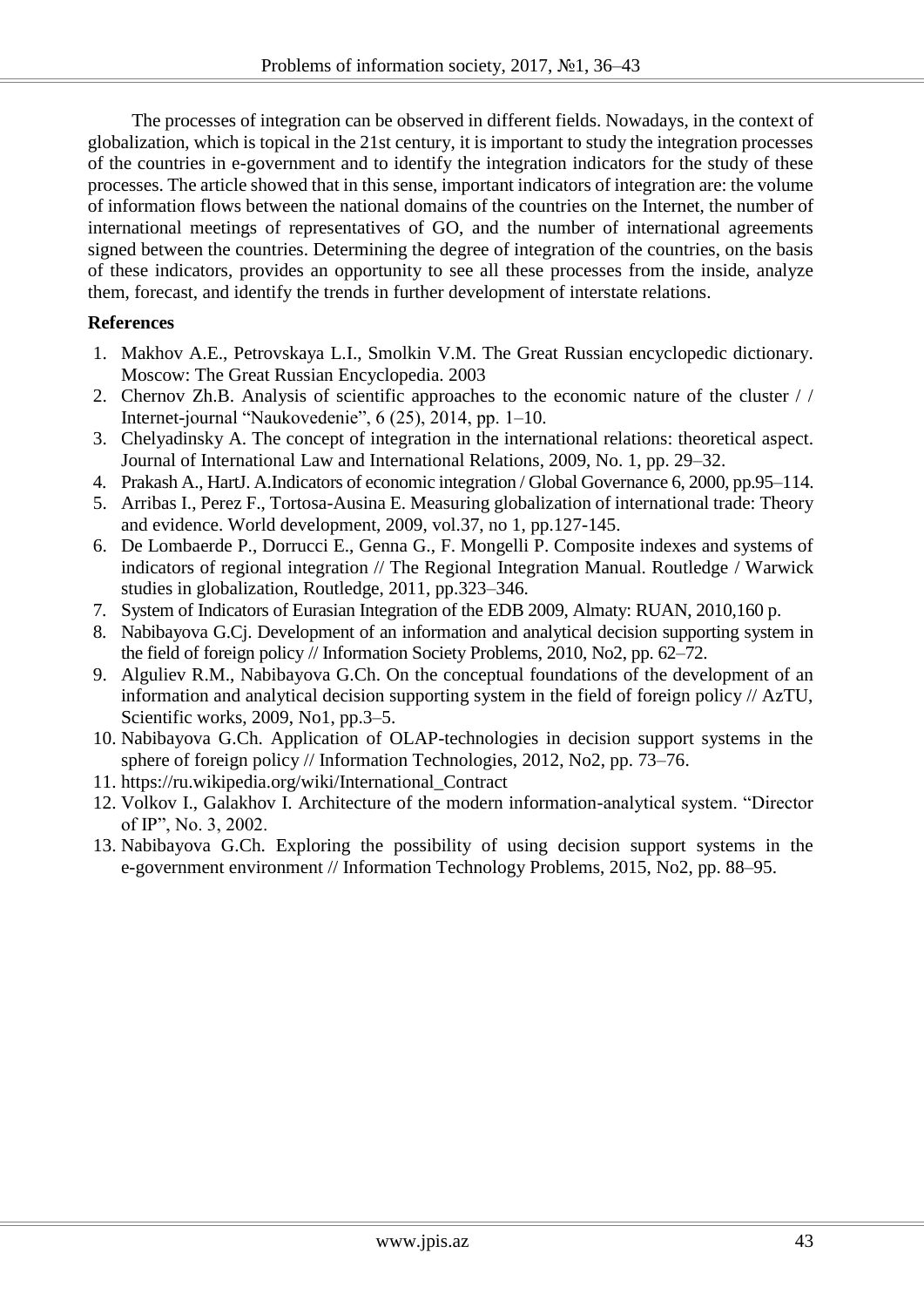The processes of integration can be observed in different fields. Nowadays, in the context of globalization, which is topical in the 21st century, it is important to study the integration processes of the countries in e-government and to identify the integration indicators for the study of these processes. The article showed that in this sense, important indicators of integration are: the volume of information flows between the national domains of the countries on the Internet, the number of international meetings of representatives of GO, and the number of international agreements signed between the countries. Determining the degree of integration of the countries, on the basis of these indicators, provides an opportunity to see all these processes from the inside, analyze them, forecast, and identify the trends in further development of interstate relations.

**References**

1. Makhov A.E., Petrovskaya L.I., Smolkin V.M. The Great Russian encyclopedic dictionary. Moscow: The Great Russian Encyclopedia. 2003
2. Chernov Zh.B. Analysis of scientific approaches to the economic nature of the cluster / / Internet-journal "Naukovedenie", 6 (25), 2014, pp. 1–10.
3. Chelyadinsky A. The concept of integration in the international relations: theoretical aspect. Journal of International Law and International Relations, 2009, No. 1, pp. 29–32.
4. Prakash A., HartJ. A.Indicators of economic integration / Global Governance 6, 2000, pp.95–114.
5. Arribas I., Perez F., Tortosa-Ausina E. Measuring globalization of international trade: Theory and evidence. World development, 2009, vol.37, no 1, pp.127-145.
6. De Lombaerde P., Dorrucci E., Genna G., F. Mongelli P. Composite indexes and systems of indicators of regional integration // The Regional Integration Manual. Routledge / Warwick studies in globalization, Routledge, 2011, pp.323–346.
7. System of Indicators of Eurasian Integration of the EDB 2009, Almaty: RUAN, 2010,160 p.
8. Nabibayova G.Cj. Development of an information and analytical decision supporting system in the field of foreign policy // Information Society Problems, 2010, No2, pp. 62–72.
9. Alguliev R.M., Nabibayova G.Ch. On the conceptual foundations of the development of an information and analytical decision supporting system in the field of foreign policy // AzTU, Scientific works, 2009, No1, pp.3–5.
10. Nabibayova G.Ch. Application of OLAP-technologies in decision support systems in the sphere of foreign policy // Information Technologies, 2012, No2, pp. 73–76.
11. https://ru.wikipedia.org/wiki/International_Contract
12. Volkov I., Galakhov I. Architecture of the modern information-analytical system. "Director of IP", No. 3, 2002.
13. Nabibayova G.Ch. Exploring the possibility of using decision support systems in the e-government environment // Information Technology Problems, 2015, No2, pp. 88–95.